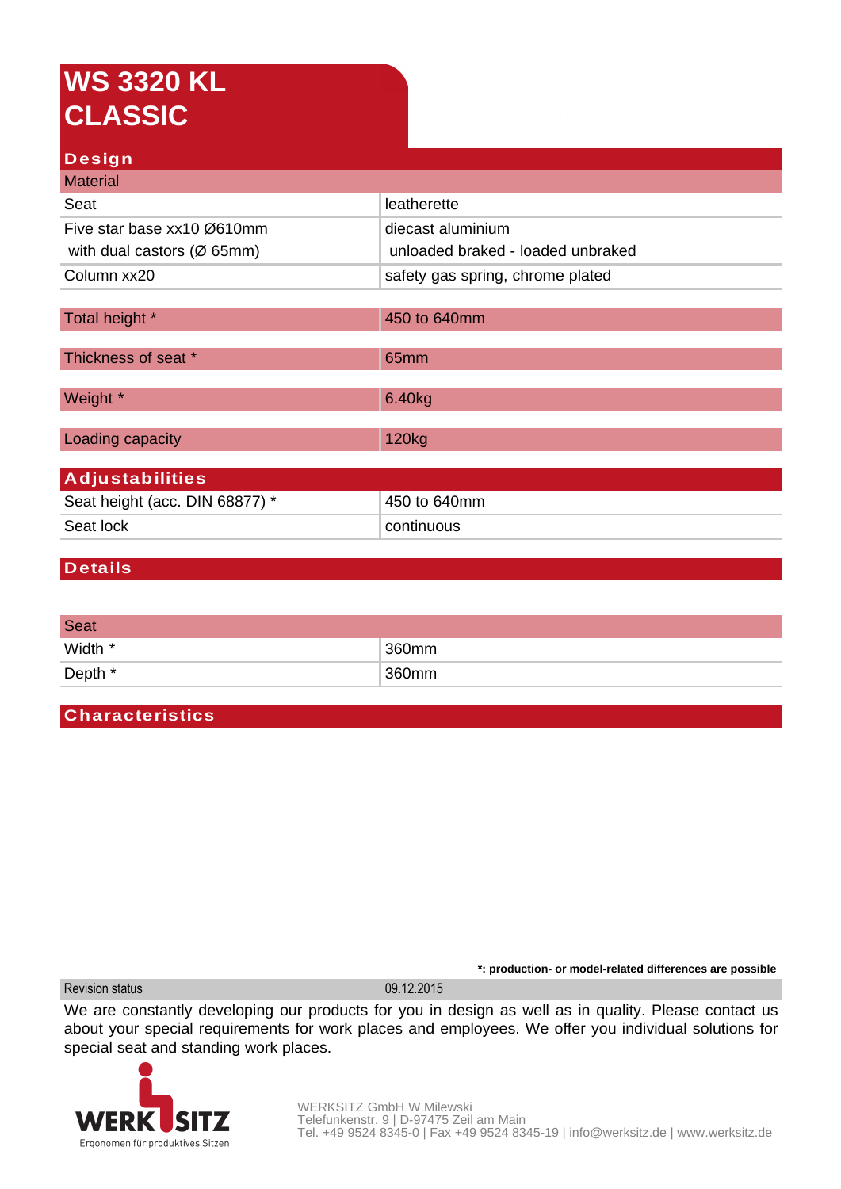# WS 3320 KL CLASSIC

## Design

| Material | |
|---|---|
| Seat | leatherette |
| Five star base xx10 Ø610mm<br>with dual castors (Ø 65mm) | diecast aluminium<br>unloaded braked - loaded unbraked |
| Column xx20 | safety gas spring, chrome plated |

| | |
|---|---|
| Total height * | 450 to 640mm |
| Thickness of seat * | 65mm |
| Weight * | 6.40kg |
| Loading capacity | 120kg |

## Adjustabilities

| | |
|---|---|
| Seat height (acc. DIN 68877) * | 450 to 640mm |
| Seat lock | continuous |

## Details

| Seat | |
|---|---|
| Width * | 360mm |
| Depth * | 360mm |

## Characteristics

**\*: production- or model-related differences are possible**

| Revision status | 09.12.2015 |
|---|---|

We are constantly developing our products for you in design as well as in quality. Please contact us about your special requirements for work places and employees. We offer you individual solutions for special seat and standing work places.

WERKSITZ
Ergonomen für produktives Sitzen

WERKSITZ GmbH W.Milewski
Telefunkenstr. 9 | D-97475 Zeil am Main
Tel. +49 9524 8345-0 | Fax +49 9524 8345-19 | info@werksitz.de | www.werksitz.de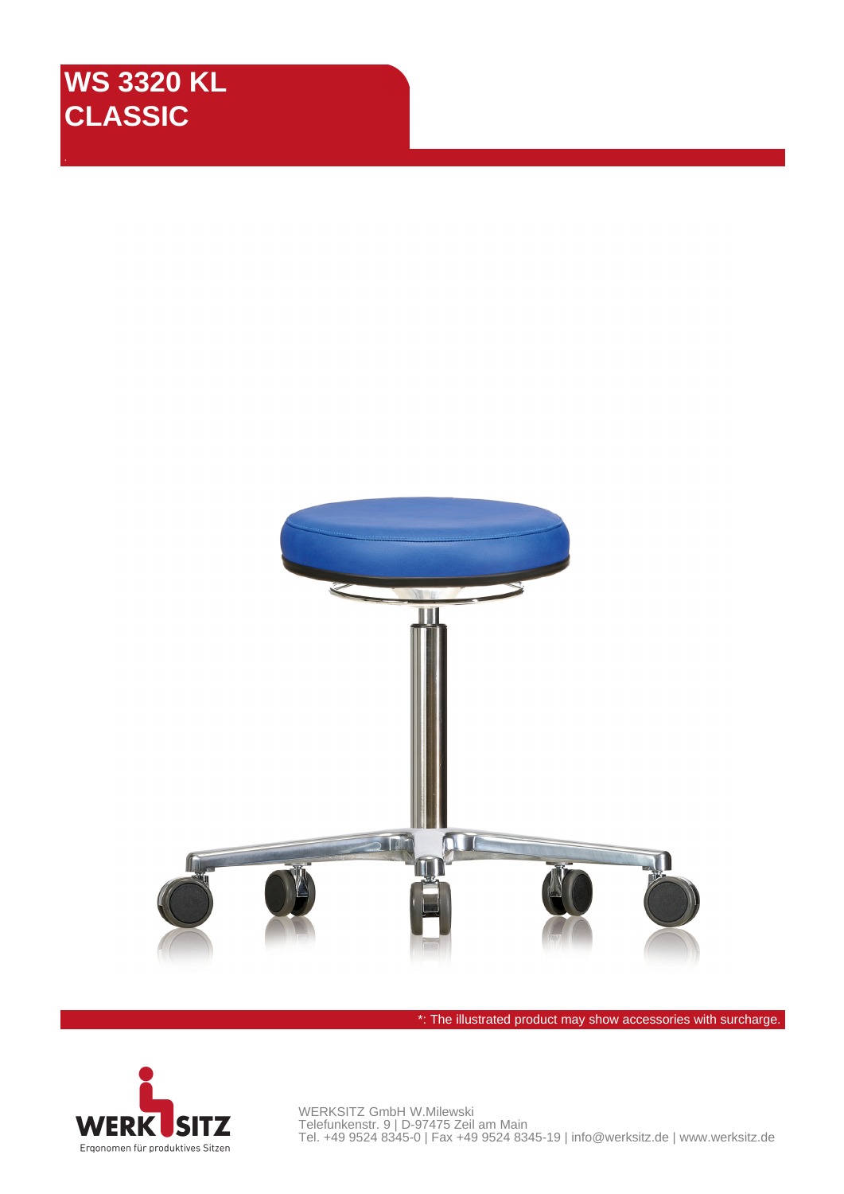# WS 3320 KL CLASSIC

*: The illustrated product may show accessories with surcharge.

WERKSITZ GmbH W.Milewski
Telefunkenstr. 9 | D-97475 Zeil am Main
Tel. +49 9524 8345-0 | Fax +49 9524 8345-19 | info@werksitz.de | www.werksitz.de